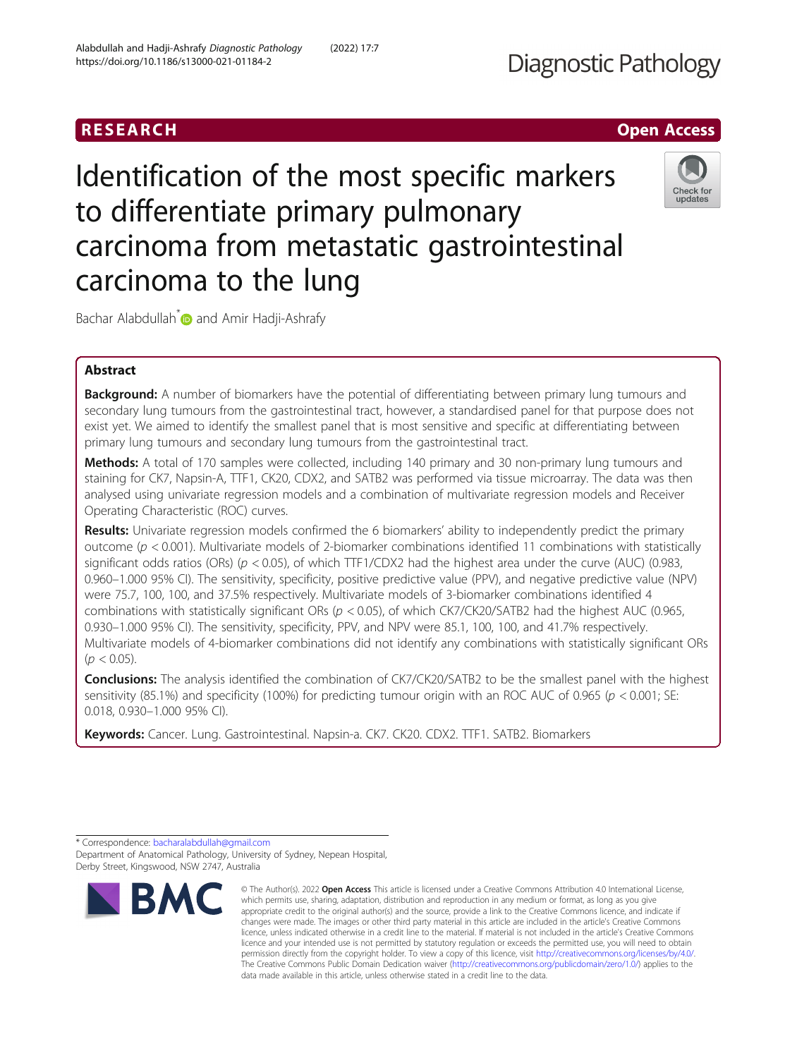RESEARCH

Open Access

# Identification of the most specific markers to differentiate primary pulmonary carcinoma from metastatic gastrointestinal carcinoma to the lung

Bachar Alabdullah* and Amir Hadji-Ashrafy

## Abstract

**Background:** A number of biomarkers have the potential of differentiating between primary lung tumours and secondary lung tumours from the gastrointestinal tract, however, a standardised panel for that purpose does not exist yet. We aimed to identify the smallest panel that is most sensitive and specific at differentiating between primary lung tumours and secondary lung tumours from the gastrointestinal tract.

**Methods:** A total of 170 samples were collected, including 140 primary and 30 non-primary lung tumours and staining for CK7, Napsin-A, TTF1, CK20, CDX2, and SATB2 was performed via tissue microarray. The data was then analysed using univariate regression models and a combination of multivariate regression models and Receiver Operating Characteristic (ROC) curves.

**Results:** Univariate regression models confirmed the 6 biomarkers' ability to independently predict the primary outcome ($p < 0.001$). Multivariate models of 2-biomarker combinations identified 11 combinations with statistically significant odds ratios (ORs) ($p < 0.05$), of which TTF1/CDX2 had the highest area under the curve (AUC) (0.983, 0.960–1.000 95% CI). The sensitivity, specificity, positive predictive value (PPV), and negative predictive value (NPV) were 75.7, 100, 100, and 37.5% respectively. Multivariate models of 3-biomarker combinations identified 4 combinations with statistically significant ORs ($p < 0.05$), of which CK7/CK20/SATB2 had the highest AUC (0.965, 0.930–1.000 95% CI). The sensitivity, specificity, PPV, and NPV were 85.1, 100, 100, and 41.7% respectively. Multivariate models of 4-biomarker combinations did not identify any combinations with statistically significant ORs ($p < 0.05$).

**Conclusions:** The analysis identified the combination of CK7/CK20/SATB2 to be the smallest panel with the highest sensitivity (85.1%) and specificity (100%) for predicting tumour origin with an ROC AUC of 0.965 ($p < 0.001$; SE: 0.018, 0.930–1.000 95% CI).

**Keywords:** Cancer. Lung. Gastrointestinal. Napsin-a. CK7. CK20. CDX2. TTF1. SATB2. Biomarkers

---

* Correspondence: bacharalabdullah@gmail.com
Department of Anatomical Pathology, University of Sydney, Nepean Hospital, Derby Street, Kingswood, NSW 2747, Australia

© The Author(s). 2022 **Open Access** This article is licensed under a Creative Commons Attribution 4.0 International License, which permits use, sharing, adaptation, distribution and reproduction in any medium or format, as long as you give appropriate credit to the original author(s) and the source, provide a link to the Creative Commons licence, and indicate if changes were made. The images or other third party material in this article are included in the article's Creative Commons licence, unless indicated otherwise in a credit line to the material. If material is not included in the article's Creative Commons licence and your intended use is not permitted by statutory regulation or exceeds the permitted use, you will need to obtain permission directly from the copyright holder. To view a copy of this licence, visit http://creativecommons.org/licenses/by/4.0/. The Creative Commons Public Domain Dedication waiver (http://creativecommons.org/publicdomain/zero/1.0/) applies to the data made available in this article, unless otherwise stated in a credit line to the data.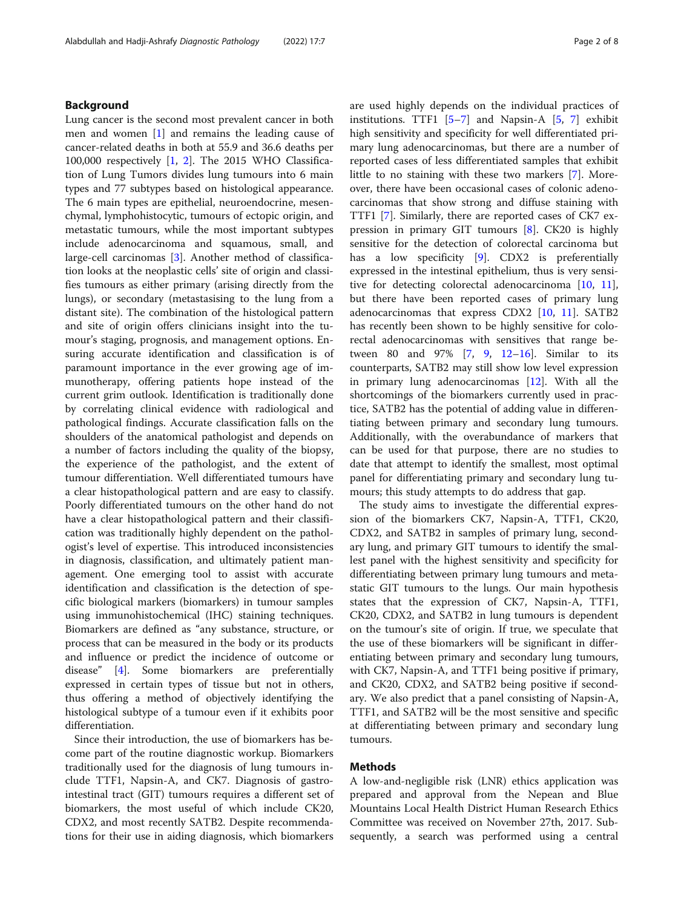## Background

Lung cancer is the second most prevalent cancer in both men and women [1] and remains the leading cause of cancer-related deaths in both at 55.9 and 36.6 deaths per 100,000 respectively [1, 2]. The 2015 WHO Classification of Lung Tumors divides lung tumours into 6 main types and 77 subtypes based on histological appearance. The 6 main types are epithelial, neuroendocrine, mesenchymal, lymphohistocytic, tumours of ectopic origin, and metastatic tumours, while the most important subtypes include adenocarcinoma and squamous, small, and large-cell carcinomas [3]. Another method of classification looks at the neoplastic cells' site of origin and classifies tumours as either primary (arising directly from the lungs), or secondary (metastasising to the lung from a distant site). The combination of the histological pattern and site of origin offers clinicians insight into the tumour's staging, prognosis, and management options. Ensuring accurate identification and classification is of paramount importance in the ever growing age of immunotherapy, offering patients hope instead of the current grim outlook. Identification is traditionally done by correlating clinical evidence with radiological and pathological findings. Accurate classification falls on the shoulders of the anatomical pathologist and depends on a number of factors including the quality of the biopsy, the experience of the pathologist, and the extent of tumour differentiation. Well differentiated tumours have a clear histopathological pattern and are easy to classify. Poorly differentiated tumours on the other hand do not have a clear histopathological pattern and their classification was traditionally highly dependent on the pathologist's level of expertise. This introduced inconsistencies in diagnosis, classification, and ultimately patient management. One emerging tool to assist with accurate identification and classification is the detection of specific biological markers (biomarkers) in tumour samples using immunohistochemical (IHC) staining techniques. Biomarkers are defined as "any substance, structure, or process that can be measured in the body or its products and influence or predict the incidence of outcome or disease" [4]. Some biomarkers are preferentially expressed in certain types of tissue but not in others, thus offering a method of objectively identifying the histological subtype of a tumour even if it exhibits poor differentiation.

Since their introduction, the use of biomarkers has become part of the routine diagnostic workup. Biomarkers traditionally used for the diagnosis of lung tumours include TTF1, Napsin-A, and CK7. Diagnosis of gastrointestinal tract (GIT) tumours requires a different set of biomarkers, the most useful of which include CK20, CDX2, and most recently SATB2. Despite recommendations for their use in aiding diagnosis, which biomarkers are used highly depends on the individual practices of institutions. TTF1 [5–7] and Napsin-A [5, 7] exhibit high sensitivity and specificity for well differentiated primary lung adenocarcinomas, but there are a number of reported cases of less differentiated samples that exhibit little to no staining with these two markers [7]. Moreover, there have been occasional cases of colonic adenocarcinomas that show strong and diffuse staining with TTF1 [7]. Similarly, there are reported cases of CK7 expression in primary GIT tumours [8]. CK20 is highly sensitive for the detection of colorectal carcinoma but has a low specificity [9]. CDX2 is preferentially expressed in the intestinal epithelium, thus is very sensitive for detecting colorectal adenocarcinoma [10, 11], but there have been reported cases of primary lung adenocarcinomas that express CDX2 [10, 11]. SATB2 has recently been shown to be highly sensitive for colorectal adenocarcinomas with sensitives that range between 80 and 97% [7, 9, 12–16]. Similar to its counterparts, SATB2 may still show low level expression in primary lung adenocarcinomas [12]. With all the shortcomings of the biomarkers currently used in practice, SATB2 has the potential of adding value in differentiating between primary and secondary lung tumours. Additionally, with the overabundance of markers that can be used for that purpose, there are no studies to date that attempt to identify the smallest, most optimal panel for differentiating primary and secondary lung tumours; this study attempts to do address that gap.

The study aims to investigate the differential expression of the biomarkers CK7, Napsin-A, TTF1, CK20, CDX2, and SATB2 in samples of primary lung, secondary lung, and primary GIT tumours to identify the smallest panel with the highest sensitivity and specificity for differentiating between primary lung tumours and metastatic GIT tumours to the lungs. Our main hypothesis states that the expression of CK7, Napsin-A, TTF1, CK20, CDX2, and SATB2 in lung tumours is dependent on the tumour's site of origin. If true, we speculate that the use of these biomarkers will be significant in differentiating between primary and secondary lung tumours, with CK7, Napsin-A, and TTF1 being positive if primary, and CK20, CDX2, and SATB2 being positive if secondary. We also predict that a panel consisting of Napsin-A, TTF1, and SATB2 will be the most sensitive and specific at differentiating between primary and secondary lung tumours.

## Methods

A low-and-negligible risk (LNR) ethics application was prepared and approval from the Nepean and Blue Mountains Local Health District Human Research Ethics Committee was received on November 27th, 2017. Subsequently, a search was performed using a central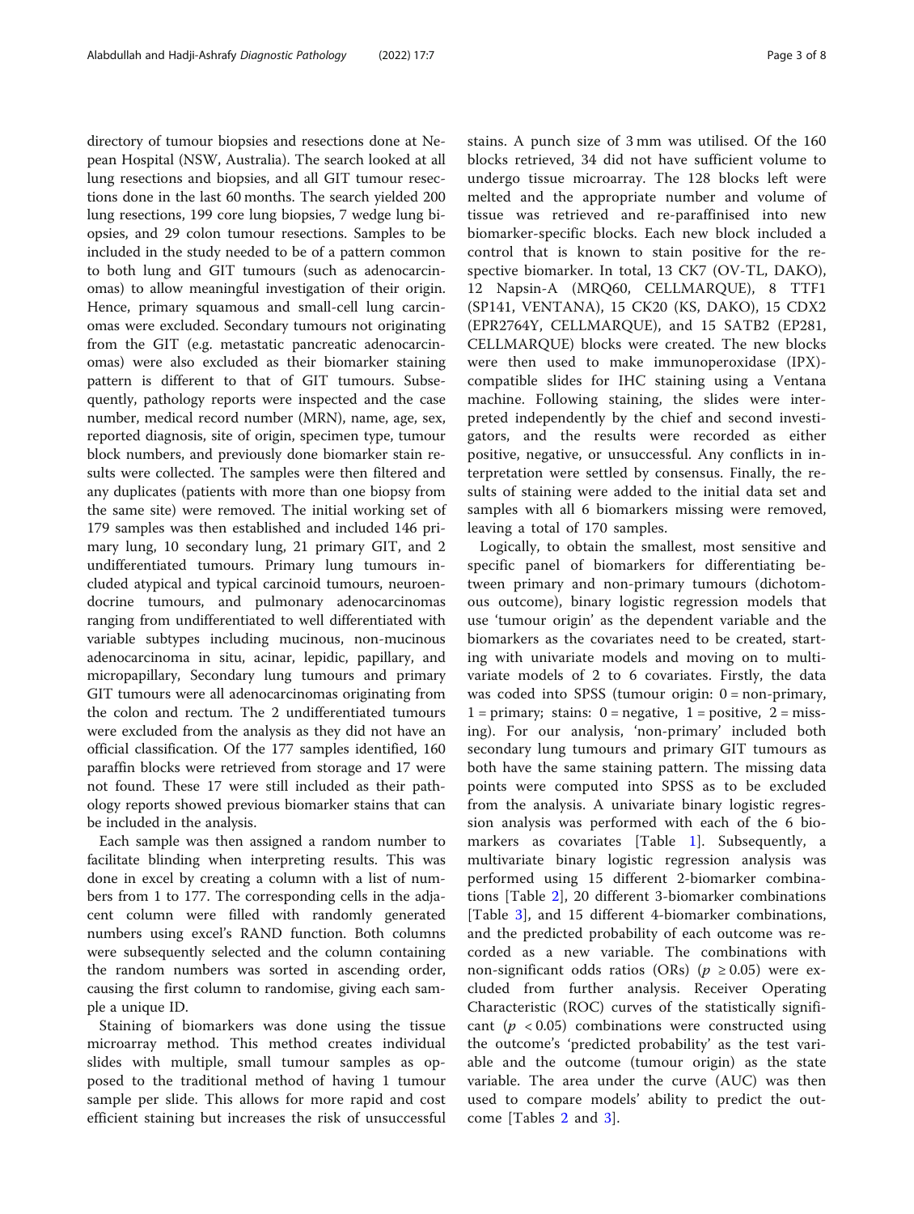directory of tumour biopsies and resections done at Nepean Hospital (NSW, Australia). The search looked at all lung resections and biopsies, and all GIT tumour resections done in the last 60 months. The search yielded 200 lung resections, 199 core lung biopsies, 7 wedge lung biopsies, and 29 colon tumour resections. Samples to be included in the study needed to be of a pattern common to both lung and GIT tumours (such as adenocarcinomas) to allow meaningful investigation of their origin. Hence, primary squamous and small-cell lung carcinomas were excluded. Secondary tumours not originating from the GIT (e.g. metastatic pancreatic adenocarcinomas) were also excluded as their biomarker staining pattern is different to that of GIT tumours. Subsequently, pathology reports were inspected and the case number, medical record number (MRN), name, age, sex, reported diagnosis, site of origin, specimen type, tumour block numbers, and previously done biomarker stain results were collected. The samples were then filtered and any duplicates (patients with more than one biopsy from the same site) were removed. The initial working set of 179 samples was then established and included 146 primary lung, 10 secondary lung, 21 primary GIT, and 2 undifferentiated tumours. Primary lung tumours included atypical and typical carcinoid tumours, neuroendocrine tumours, and pulmonary adenocarcinomas ranging from undifferentiated to well differentiated with variable subtypes including mucinous, non-mucinous adenocarcinoma in situ, acinar, lepidic, papillary, and micropapillary, Secondary lung tumours and primary GIT tumours were all adenocarcinomas originating from the colon and rectum. The 2 undifferentiated tumours were excluded from the analysis as they did not have an official classification. Of the 177 samples identified, 160 paraffin blocks were retrieved from storage and 17 were not found. These 17 were still included as their pathology reports showed previous biomarker stains that can be included in the analysis.

Each sample was then assigned a random number to facilitate blinding when interpreting results. This was done in excel by creating a column with a list of numbers from 1 to 177. The corresponding cells in the adjacent column were filled with randomly generated numbers using excel's RAND function. Both columns were subsequently selected and the column containing the random numbers was sorted in ascending order, causing the first column to randomise, giving each sample a unique ID.

Staining of biomarkers was done using the tissue microarray method. This method creates individual slides with multiple, small tumour samples as opposed to the traditional method of having 1 tumour sample per slide. This allows for more rapid and cost efficient staining but increases the risk of unsuccessful stains. A punch size of 3 mm was utilised. Of the 160 blocks retrieved, 34 did not have sufficient volume to undergo tissue microarray. The 128 blocks left were melted and the appropriate number and volume of tissue was retrieved and re-paraffinised into new biomarker-specific blocks. Each new block included a control that is known to stain positive for the respective biomarker. In total, 13 CK7 (OV-TL, DAKO), 12 Napsin-A (MRQ60, CELLMARQUE), 8 TTF1 (SP141, VENTANA), 15 CK20 (KS, DAKO), 15 CDX2 (EPR2764Y, CELLMARQUE), and 15 SATB2 (EP281, CELLMARQUE) blocks were created. The new blocks were then used to make immunoperoxidase (IPX)-compatible slides for IHC staining using a Ventana machine. Following staining, the slides were interpreted independently by the chief and second investigators, and the results were recorded as either positive, negative, or unsuccessful. Any conflicts in interpretation were settled by consensus. Finally, the results of staining were added to the initial data set and samples with all 6 biomarkers missing were removed, leaving a total of 170 samples.

Logically, to obtain the smallest, most sensitive and specific panel of biomarkers for differentiating between primary and non-primary tumours (dichotomous outcome), binary logistic regression models that use 'tumour origin' as the dependent variable and the biomarkers as the covariates need to be created, starting with univariate models and moving on to multivariate models of 2 to 6 covariates. Firstly, the data was coded into SPSS (tumour origin: 0 = non-primary, 1 = primary; stains: 0 = negative, 1 = positive, 2 = missing). For our analysis, 'non-primary' included both secondary lung tumours and primary GIT tumours as both have the same staining pattern. The missing data points were computed into SPSS as to be excluded from the analysis. A univariate binary logistic regression analysis was performed with each of the 6 biomarkers as covariates [Table 1]. Subsequently, a multivariate binary logistic regression analysis was performed using 15 different 2-biomarker combinations [Table 2], 20 different 3-biomarker combinations [Table 3], and 15 different 4-biomarker combinations, and the predicted probability of each outcome was recorded as a new variable. The combinations with non-significant odds ratios (ORs) ($p \geq 0.05$) were excluded from further analysis. Receiver Operating Characteristic (ROC) curves of the statistically significant ($p < 0.05$) combinations were constructed using the outcome's 'predicted probability' as the test variable and the outcome (tumour origin) as the state variable. The area under the curve (AUC) was then used to compare models' ability to predict the outcome [Tables 2 and 3].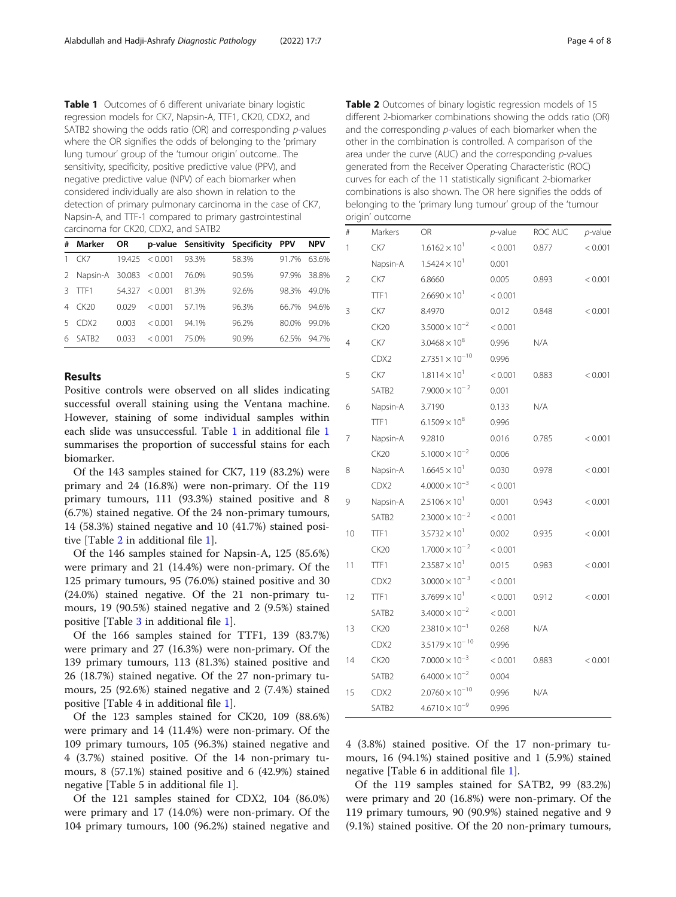**Table 1** Outcomes of 6 different univariate binary logistic regression models for CK7, Napsin-A, TTF1, CK20, CDX2, and SATB2 showing the odds ratio (OR) and corresponding *p*-values where the OR signifies the odds of belonging to the 'primary lung tumour' group of the 'tumour origin' outcome.. The sensitivity, specificity, positive predictive value (PPV), and negative predictive value (NPV) of each biomarker when considered individually are also shown in relation to the detection of primary pulmonary carcinoma in the case of CK7, Napsin-A, and TTF-1 compared to primary gastrointestinal carcinoma for CK20, CDX2, and SATB2

| # | Marker | OR | p-value | Sensitivity | Specificity | PPV | NPV |
|---|---|---|---|---|---|---|---|
| 1 | CK7 | 19.425 | < 0.001 | 93.3% | 58.3% | 91.7% | 63.6% |
| 2 | Napsin-A | 30.083 | < 0.001 | 76.0% | 90.5% | 97.9% | 38.8% |
| 3 | TTF1 | 54.327 | < 0.001 | 81.3% | 92.6% | 98.3% | 49.0% |
| 4 | CK20 | 0.029 | < 0.001 | 57.1% | 96.3% | 66.7% | 94.6% |
| 5 | CDX2 | 0.003 | < 0.001 | 94.1% | 96.2% | 80.0% | 99.0% |
| 6 | SATB2 | 0.033 | < 0.001 | 75.0% | 90.9% | 62.5% | 94.7% |

## Results

Positive controls were observed on all slides indicating successful overall staining using the Ventana machine. However, staining of some individual samples within each slide was unsuccessful. Table 1 in additional file 1 summarises the proportion of successful stains for each biomarker.

Of the 143 samples stained for CK7, 119 (83.2%) were primary and 24 (16.8%) were non-primary. Of the 119 primary tumours, 111 (93.3%) stained positive and 8 (6.7%) stained negative. Of the 24 non-primary tumours, 14 (58.3%) stained negative and 10 (41.7%) stained positive [Table 2 in additional file 1].

Of the 146 samples stained for Napsin-A, 125 (85.6%) were primary and 21 (14.4%) were non-primary. Of the 125 primary tumours, 95 (76.0%) stained positive and 30 (24.0%) stained negative. Of the 21 non-primary tumours, 19 (90.5%) stained negative and 2 (9.5%) stained positive [Table 3 in additional file 1].

Of the 166 samples stained for TTF1, 139 (83.7%) were primary and 27 (16.3%) were non-primary. Of the 139 primary tumours, 113 (81.3%) stained positive and 26 (18.7%) stained negative. Of the 27 non-primary tumours, 25 (92.6%) stained negative and 2 (7.4%) stained positive [Table 4 in additional file 1].

Of the 123 samples stained for CK20, 109 (88.6%) were primary and 14 (11.4%) were non-primary. Of the 109 primary tumours, 105 (96.3%) stained negative and 4 (3.7%) stained positive. Of the 14 non-primary tumours, 8 (57.1%) stained positive and 6 (42.9%) stained negative [Table 5 in additional file 1].

Of the 121 samples stained for CDX2, 104 (86.0%) were primary and 17 (14.0%) were non-primary. Of the 104 primary tumours, 100 (96.2%) stained negative and 4 (3.8%) stained positive. Of the 17 non-primary tumours, 16 (94.1%) stained positive and 1 (5.9%) stained negative [Table 6 in additional file 1].

Of the 119 samples stained for SATB2, 99 (83.2%) were primary and 20 (16.8%) were non-primary. Of the 119 primary tumours, 90 (90.9%) stained negative and 9 (9.1%) stained positive. Of the 20 non-primary tumours,

**Table 2** Outcomes of binary logistic regression models of 15 different 2-biomarker combinations showing the odds ratio (OR) and the corresponding *p*-values of each biomarker when the other in the combination is controlled. A comparison of the area under the curve (AUC) and the corresponding *p*-values generated from the Receiver Operating Characteristic (ROC) curves for each of the 11 statistically significant 2-biomarker combinations is also shown. The OR here signifies the odds of belonging to the 'primary lung tumour' group of the 'tumour origin' outcome

| # | Markers | OR | *p*-value | ROC AUC | *p*-value |
|---|---|---|---|---|---|
| 1 | CK7 | $1.6162 \times 10^{1}$ | < 0.001 | 0.877 | < 0.001 |
| | Napsin-A | $1.5424 \times 10^{1}$ | 0.001 | | |
| 2 | CK7 | 6.8660 | 0.005 | 0.893 | < 0.001 |
| | TTF1 | $2.6690 \times 10^{1}$ | < 0.001 | | |
| 3 | CK7 | 8.4970 | 0.012 | 0.848 | < 0.001 |
| | CK20 | $3.5000 \times 10^{-2}$ | < 0.001 | | |
| 4 | CK7 | $3.0468 \times 10^{8}$ | 0.996 | N/A | |
| | CDX2 | $2.7351 \times 10^{-10}$ | 0.996 | | |
| 5 | CK7 | $1.8114 \times 10^{1}$ | < 0.001 | 0.883 | < 0.001 |
| | SATB2 | $7.9000 \times 10^{-2}$ | 0.001 | | |
| 6 | Napsin-A | 3.7190 | 0.133 | N/A | |
| | TTF1 | $6.1509 \times 10^{8}$ | 0.996 | | |
| 7 | Napsin-A | 9.2810 | 0.016 | 0.785 | < 0.001 |
| | CK20 | $5.1000 \times 10^{-2}$ | 0.006 | | |
| 8 | Napsin-A | $1.6645 \times 10^{1}$ | 0.030 | 0.978 | < 0.001 |
| | CDX2 | $4.0000 \times 10^{-3}$ | < 0.001 | | |
| 9 | Napsin-A | $2.5106 \times 10^{1}$ | 0.001 | 0.943 | < 0.001 |
| | SATB2 | $2.3000 \times 10^{-2}$ | < 0.001 | | |
| 10 | TTF1 | $3.5732 \times 10^{1}$ | 0.002 | 0.935 | < 0.001 |
| | CK20 | $1.7000 \times 10^{-2}$ | < 0.001 | | |
| 11 | TTF1 | $2.3587 \times 10^{1}$ | 0.015 | 0.983 | < 0.001 |
| | CDX2 | $3.0000 \times 10^{-3}$ | < 0.001 | | |
| 12 | TTF1 | $3.7699 \times 10^{1}$ | < 0.001 | 0.912 | < 0.001 |
| | SATB2 | $3.4000 \times 10^{-2}$ | < 0.001 | | |
| 13 | CK20 | $2.3810 \times 10^{-1}$ | 0.268 | N/A | |
| | CDX2 | $3.5179 \times 10^{-10}$ | 0.996 | | |
| 14 | CK20 | $7.0000 \times 10^{-3}$ | < 0.001 | 0.883 | < 0.001 |
| | SATB2 | $6.4000 \times 10^{-2}$ | 0.004 | | |
| 15 | CDX2 | $2.0760 \times 10^{-10}$ | 0.996 | N/A | |
| | SATB2 | $4.6710 \times 10^{-9}$ | 0.996 | | |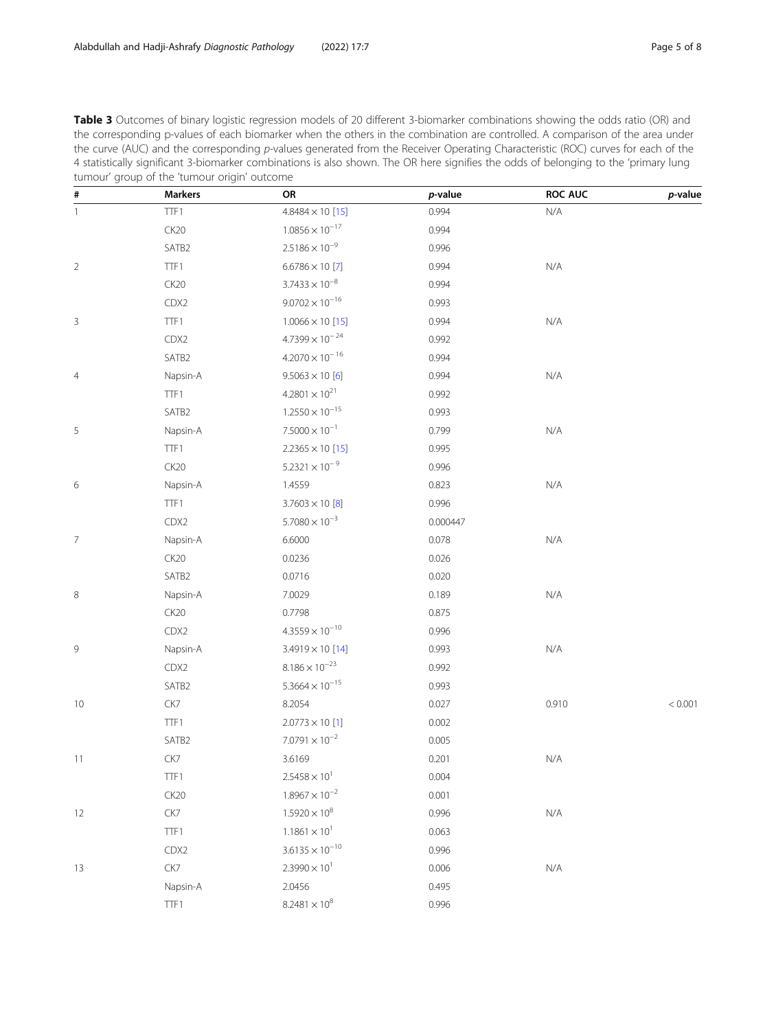**Table 3** Outcomes of binary logistic regression models of 20 different 3-biomarker combinations showing the odds ratio (OR) and the corresponding p-values of each biomarker when the others in the combination are controlled. A comparison of the area under the curve (AUC) and the corresponding *p*-values generated from the Receiver Operating Characteristic (ROC) curves for each of the 4 statistically significant 3-biomarker combinations is also shown. The OR here signifies the odds of belonging to the 'primary lung tumour' group of the 'tumour origin' outcome

| # | Markers | OR | *p*-value | ROC AUC | *p*-value |
|---|---|---|---|---|---|
| 1 | TTF1 | $4.8484 \times 10$ [15] | 0.994 | N/A | |
| | CK20 | $1.0856 \times 10^{-17}$ | 0.994 | | |
| | SATB2 | $2.5186 \times 10^{-9}$ | 0.996 | | |
| 2 | TTF1 | $6.6786 \times 10$ [7] | 0.994 | N/A | |
| | CK20 | $3.7433 \times 10^{-8}$ | 0.994 | | |
| | CDX2 | $9.0702 \times 10^{-16}$ | 0.993 | | |
| 3 | TTF1 | $1.0066 \times 10$ [15] | 0.994 | N/A | |
| | CDX2 | $4.7399 \times 10^{-24}$ | 0.992 | | |
| | SATB2 | $4.2070 \times 10^{-16}$ | 0.994 | | |
| 4 | Napsin-A | $9.5063 \times 10$ [6] | 0.994 | N/A | |
| | TTF1 | $4.2801 \times 10^{21}$ | 0.992 | | |
| | SATB2 | $1.2550 \times 10^{-15}$ | 0.993 | | |
| 5 | Napsin-A | $7.5000 \times 10^{-1}$ | 0.799 | N/A | |
| | TTF1 | $2.2365 \times 10$ [15] | 0.995 | | |
| | CK20 | $5.2321 \times 10^{-9}$ | 0.996 | | |
| 6 | Napsin-A | 1.4559 | 0.823 | N/A | |
| | TTF1 | $3.7603 \times 10$ [8] | 0.996 | | |
| | CDX2 | $5.7080 \times 10^{-3}$ | 0.000447 | | |
| 7 | Napsin-A | 6.6000 | 0.078 | N/A | |
| | CK20 | 0.0236 | 0.026 | | |
| | SATB2 | 0.0716 | 0.020 | | |
| 8 | Napsin-A | 7.0029 | 0.189 | N/A | |
| | CK20 | 0.7798 | 0.875 | | |
| | CDX2 | $4.3559 \times 10^{-10}$ | 0.996 | | |
| 9 | Napsin-A | $3.4919 \times 10$ [14] | 0.993 | N/A | |
| | CDX2 | $8.186 \times 10^{-23}$ | 0.992 | | |
| | SATB2 | $5.3664 \times 10^{-15}$ | 0.993 | | |
| 10 | CK7 | 8.2054 | 0.027 | 0.910 | < 0.001 |
| | TTF1 | $2.0773 \times 10$ [1] | 0.002 | | |
| | SATB2 | $7.0791 \times 10^{-2}$ | 0.005 | | |
| 11 | CK7 | 3.6169 | 0.201 | N/A | |
| | TTF1 | $2.5458 \times 10^{1}$ | 0.004 | | |
| | CK20 | $1.8967 \times 10^{-2}$ | 0.001 | | |
| 12 | CK7 | $1.5920 \times 10^{8}$ | 0.996 | N/A | |
| | TTF1 | $1.1861 \times 10^{1}$ | 0.063 | | |
| | CDX2 | $3.6135 \times 10^{-10}$ | 0.996 | | |
| 13 | CK7 | $2.3990 \times 10^{1}$ | 0.006 | N/A | |
| | Napsin-A | 2.0456 | 0.495 | | |
| | TTF1 | $8.2481 \times 10^{8}$ | 0.996 | | |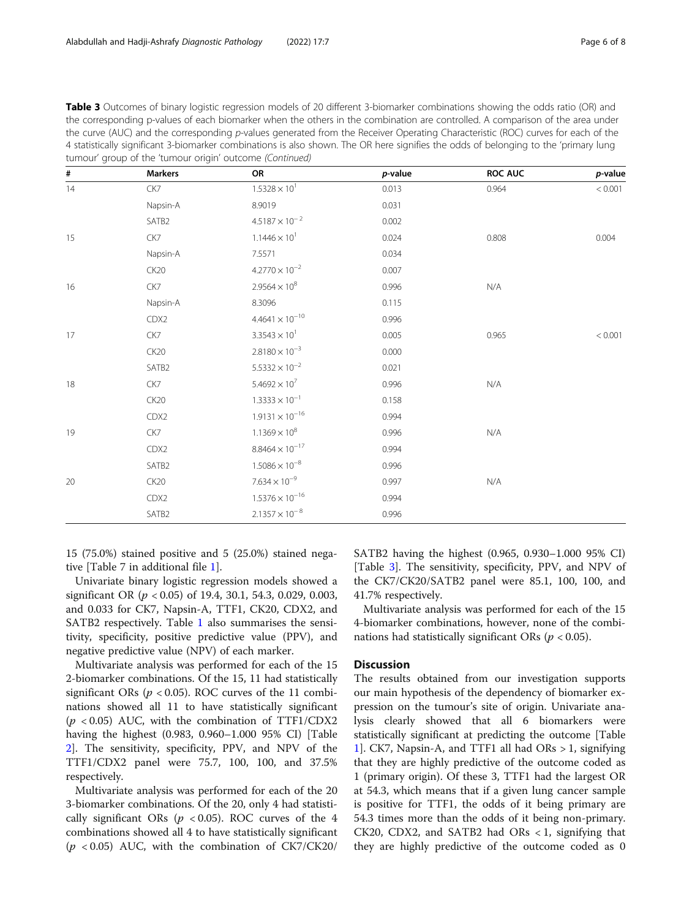**Table 3** Outcomes of binary logistic regression models of 20 different 3-biomarker combinations showing the odds ratio (OR) and the corresponding p-values of each biomarker when the others in the combination are controlled. A comparison of the area under the curve (AUC) and the corresponding *p*-values generated from the Receiver Operating Characteristic (ROC) curves for each of the 4 statistically significant 3-biomarker combinations is also shown. The OR here signifies the odds of belonging to the 'primary lung tumour' group of the 'tumour origin' outcome *(Continued)*

| # | Markers | OR | *p*-value | ROC AUC | *p*-value |
|---|---|---|---|---|---|
| 14 | CK7 | $1.5328 \times 10^{1}$ | 0.013 | 0.964 | < 0.001 |
| | Napsin-A | 8.9019 | 0.031 | | |
| | SATB2 | $4.5187 \times 10^{-2}$ | 0.002 | | |
| 15 | CK7 | $1.1446 \times 10^{1}$ | 0.024 | 0.808 | 0.004 |
| | Napsin-A | 7.5571 | 0.034 | | |
| | CK20 | $4.2770 \times 10^{-2}$ | 0.007 | | |
| 16 | CK7 | $2.9564 \times 10^{8}$ | 0.996 | N/A | |
| | Napsin-A | 8.3096 | 0.115 | | |
| | CDX2 | $4.4641 \times 10^{-10}$ | 0.996 | | |
| 17 | CK7 | $3.3543 \times 10^{1}$ | 0.005 | 0.965 | < 0.001 |
| | CK20 | $2.8180 \times 10^{-3}$ | 0.000 | | |
| | SATB2 | $5.5332 \times 10^{-2}$ | 0.021 | | |
| 18 | CK7 | $5.4692 \times 10^{7}$ | 0.996 | N/A | |
| | CK20 | $1.3333 \times 10^{-1}$ | 0.158 | | |
| | CDX2 | $1.9131 \times 10^{-16}$ | 0.994 | | |
| 19 | CK7 | $1.1369 \times 10^{8}$ | 0.996 | N/A | |
| | CDX2 | $8.8464 \times 10^{-17}$ | 0.994 | | |
| | SATB2 | $1.5086 \times 10^{-8}$ | 0.996 | | |
| 20 | CK20 | $7.634 \times 10^{-9}$ | 0.997 | N/A | |
| | CDX2 | $1.5376 \times 10^{-16}$ | 0.994 | | |
| | SATB2 | $2.1357 \times 10^{-8}$ | 0.996 | | |

15 (75.0%) stained positive and 5 (25.0%) stained negative [Table 7 in additional file 1].

Univariate binary logistic regression models showed a significant OR ($p < 0.05$) of 19.4, 30.1, 54.3, 0.029, 0.003, and 0.033 for CK7, Napsin-A, TTF1, CK20, CDX2, and SATB2 respectively. Table 1 also summarises the sensitivity, specificity, positive predictive value (PPV), and negative predictive value (NPV) of each marker.

Multivariate analysis was performed for each of the 15 2-biomarker combinations. Of the 15, 11 had statistically significant ORs ($p < 0.05$). ROC curves of the 11 combinations showed all 11 to have statistically significant ($p < 0.05$) AUC, with the combination of TTF1/CDX2 having the highest (0.983, 0.960–1.000 95% CI) [Table 2]. The sensitivity, specificity, PPV, and NPV of the TTF1/CDX2 panel were 75.7, 100, 100, and 37.5% respectively.

Multivariate analysis was performed for each of the 20 3-biomarker combinations. Of the 20, only 4 had statistically significant ORs ($p < 0.05$). ROC curves of the 4 combinations showed all 4 to have statistically significant ($p < 0.05$) AUC, with the combination of CK7/CK20/SATB2 having the highest (0.965, 0.930–1.000 95% CI) [Table 3]. The sensitivity, specificity, PPV, and NPV of the CK7/CK20/SATB2 panel were 85.1, 100, 100, and 41.7% respectively.

Multivariate analysis was performed for each of the 15 4-biomarker combinations, however, none of the combinations had statistically significant ORs ($p < 0.05$).

## Discussion

The results obtained from our investigation supports our main hypothesis of the dependency of biomarker expression on the tumour's site of origin. Univariate analysis clearly showed that all 6 biomarkers were statistically significant at predicting the outcome [Table 1]. CK7, Napsin-A, and TTF1 all had ORs > 1, signifying that they are highly predictive of the outcome coded as 1 (primary origin). Of these 3, TTF1 had the largest OR at 54.3, which means that if a given lung cancer sample is positive for TTF1, the odds of it being primary are 54.3 times more than the odds of it being non-primary. CK20, CDX2, and SATB2 had ORs < 1, signifying that they are highly predictive of the outcome coded as 0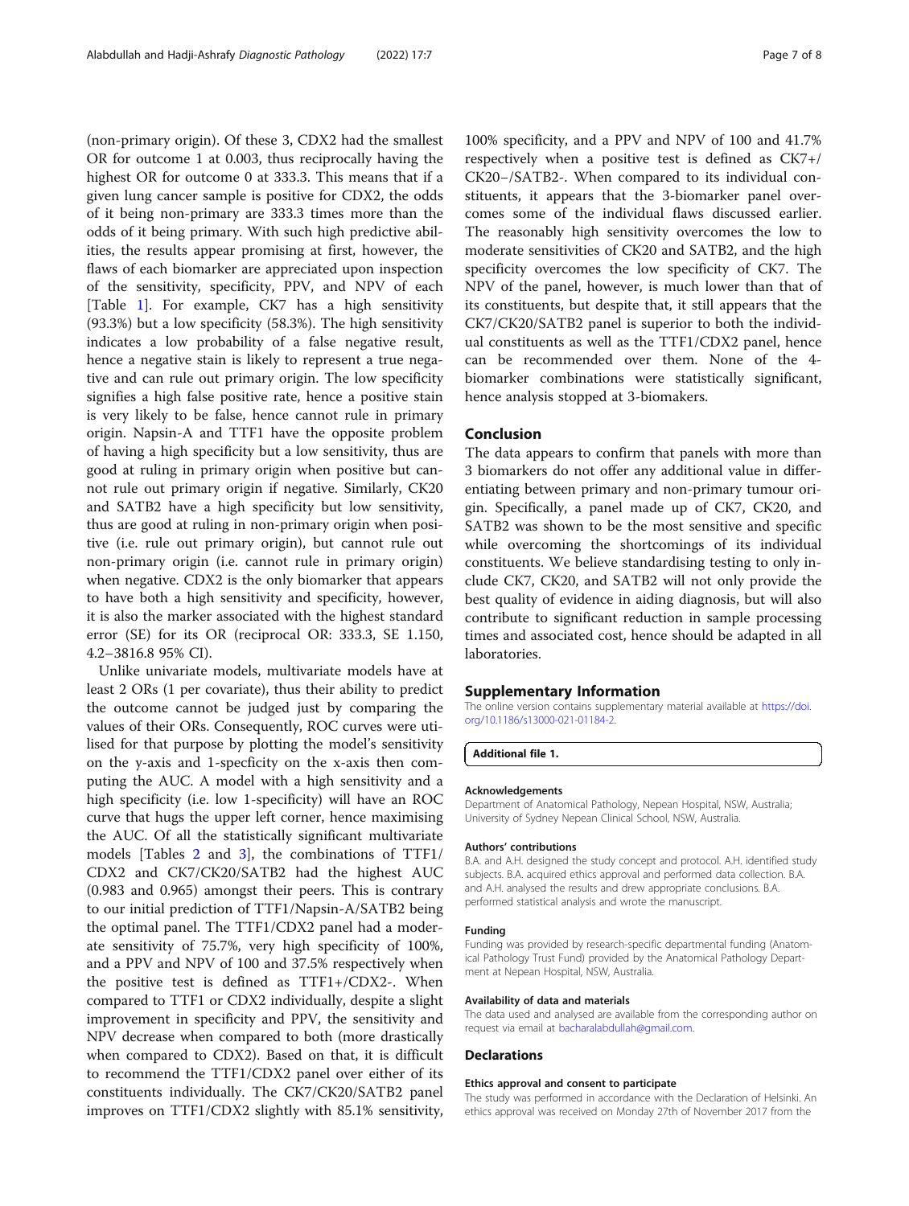(non-primary origin). Of these 3, CDX2 had the smallest OR for outcome 1 at 0.003, thus reciprocally having the highest OR for outcome 0 at 333.3. This means that if a given lung cancer sample is positive for CDX2, the odds of it being non-primary are 333.3 times more than the odds of it being primary. With such high predictive abilities, the results appear promising at first, however, the flaws of each biomarker are appreciated upon inspection of the sensitivity, specificity, PPV, and NPV of each [Table 1]. For example, CK7 has a high sensitivity (93.3%) but a low specificity (58.3%). The high sensitivity indicates a low probability of a false negative result, hence a negative stain is likely to represent a true negative and can rule out primary origin. The low specificity signifies a high false positive rate, hence a positive stain is very likely to be false, hence cannot rule in primary origin. Napsin-A and TTF1 have the opposite problem of having a high specificity but a low sensitivity, thus are good at ruling in primary origin when positive but cannot rule out primary origin if negative. Similarly, CK20 and SATB2 have a high specificity but low sensitivity, thus are good at ruling in non-primary origin when positive (i.e. rule out primary origin), but cannot rule out non-primary origin (i.e. cannot rule in primary origin) when negative. CDX2 is the only biomarker that appears to have both a high sensitivity and specificity, however, it is also the marker associated with the highest standard error (SE) for its OR (reciprocal OR: 333.3, SE 1.150, 4.2–3816.8 95% CI).

Unlike univariate models, multivariate models have at least 2 ORs (1 per covariate), thus their ability to predict the outcome cannot be judged just by comparing the values of their ORs. Consequently, ROC curves were utilised for that purpose by plotting the model's sensitivity on the y-axis and 1-specficity on the x-axis then computing the AUC. A model with a high sensitivity and a high specificity (i.e. low 1-specificity) will have an ROC curve that hugs the upper left corner, hence maximising the AUC. Of all the statistically significant multivariate models [Tables 2 and 3], the combinations of TTF1/CDX2 and CK7/CK20/SATB2 had the highest AUC (0.983 and 0.965) amongst their peers. This is contrary to our initial prediction of TTF1/Napsin-A/SATB2 being the optimal panel. The TTF1/CDX2 panel had a moderate sensitivity of 75.7%, very high specificity of 100%, and a PPV and NPV of 100 and 37.5% respectively when the positive test is defined as TTF1+/CDX2-. When compared to TTF1 or CDX2 individually, despite a slight improvement in specificity and PPV, the sensitivity and NPV decrease when compared to both (more drastically when compared to CDX2). Based on that, it is difficult to recommend the TTF1/CDX2 panel over either of its constituents individually. The CK7/CK20/SATB2 panel improves on TTF1/CDX2 slightly with 85.1% sensitivity, 100% specificity, and a PPV and NPV of 100 and 41.7% respectively when a positive test is defined as CK7+/CK20−/SATB2-. When compared to its individual constituents, it appears that the 3-biomarker panel overcomes some of the individual flaws discussed earlier. The reasonably high sensitivity overcomes the low to moderate sensitivities of CK20 and SATB2, and the high specificity overcomes the low specificity of CK7. The NPV of the panel, however, is much lower than that of its constituents, but despite that, it still appears that the CK7/CK20/SATB2 panel is superior to both the individual constituents as well as the TTF1/CDX2 panel, hence can be recommended over them. None of the 4-biomarker combinations were statistically significant, hence analysis stopped at 3-biomakers.

## Conclusion

The data appears to confirm that panels with more than 3 biomarkers do not offer any additional value in differentiating between primary and non-primary tumour origin. Specifically, a panel made up of CK7, CK20, and SATB2 was shown to be the most sensitive and specific while overcoming the shortcomings of its individual constituents. We believe standardising testing to only include CK7, CK20, and SATB2 will not only provide the best quality of evidence in aiding diagnosis, but will also contribute to significant reduction in sample processing times and associated cost, hence should be adapted in all laboratories.

## Supplementary Information

The online version contains supplementary material available at https://doi.org/10.1186/s13000-021-01184-2.

**Additional file 1.**

### Acknowledgements

Department of Anatomical Pathology, Nepean Hospital, NSW, Australia; University of Sydney Nepean Clinical School, NSW, Australia.

### Authors' contributions

B.A. and A.H. designed the study concept and protocol. A.H. identified study subjects. B.A. acquired ethics approval and performed data collection. B.A. and A.H. analysed the results and drew appropriate conclusions. B.A. performed statistical analysis and wrote the manuscript.

### Funding

Funding was provided by research-specific departmental funding (Anatomical Pathology Trust Fund) provided by the Anatomical Pathology Department at Nepean Hospital, NSW, Australia.

### Availability of data and materials

The data used and analysed are available from the corresponding author on request via email at bacharalabdullah@gmail.com.

## Declarations

### Ethics approval and consent to participate

The study was performed in accordance with the Declaration of Helsinki. An ethics approval was received on Monday 27th of November 2017 from the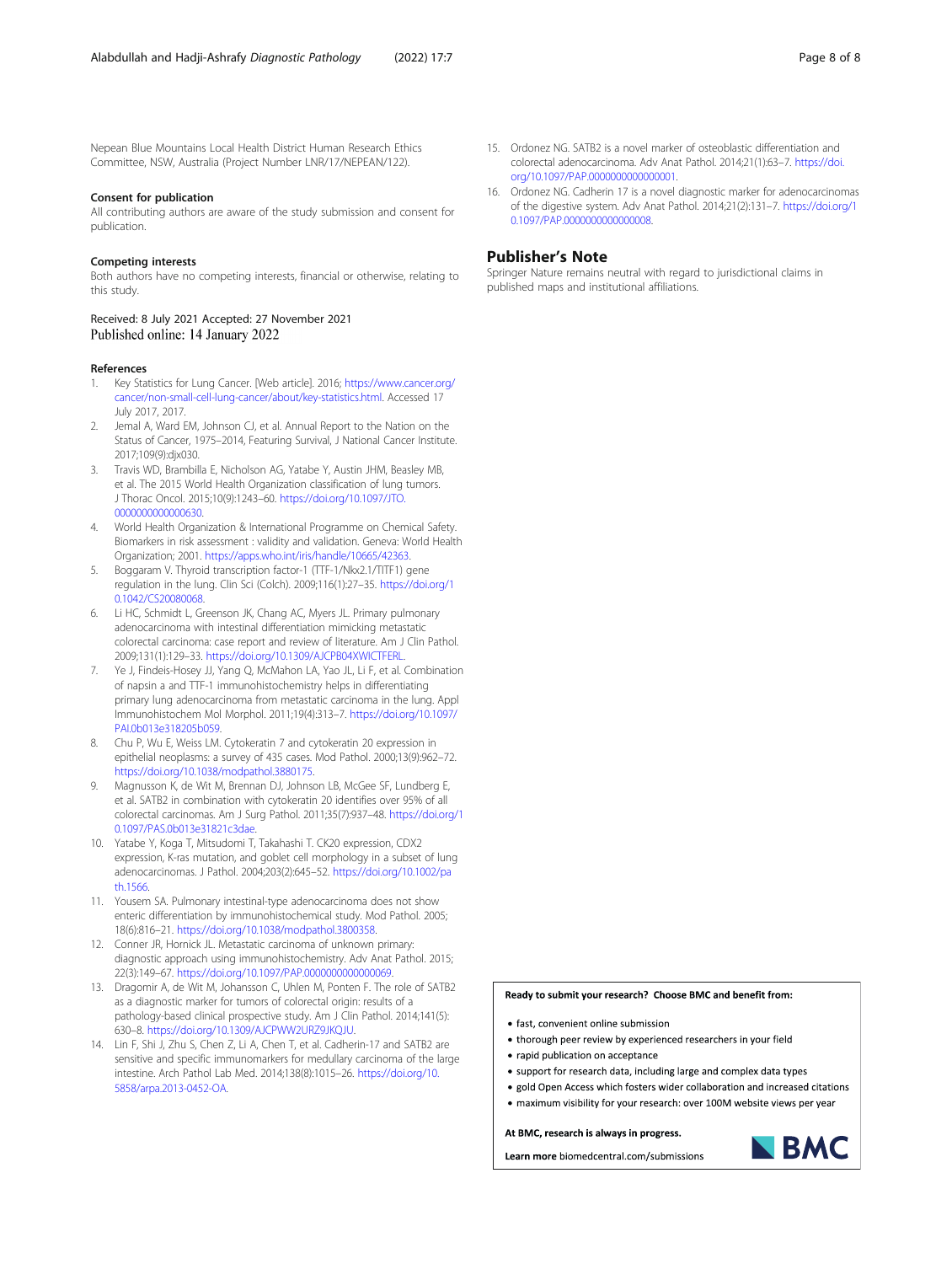Nepean Blue Mountains Local Health District Human Research Ethics Committee, NSW, Australia (Project Number LNR/17/NEPEAN/122).

### Consent for publication

All contributing authors are aware of the study submission and consent for publication.

### Competing interests

Both authors have no competing interests, financial or otherwise, relating to this study.

Received: 8 July 2021 Accepted: 27 November 2021
Published online: 14 January 2022

### References

1. Key Statistics for Lung Cancer. [Web article]. 2016; https://www.cancer.org/cancer/non-small-cell-lung-cancer/about/key-statistics.html. Accessed 17 July 2017, 2017.
2. Jemal A, Ward EM, Johnson CJ, et al. Annual Report to the Nation on the Status of Cancer, 1975–2014, Featuring Survival, J National Cancer Institute. 2017;109(9):djx030.
3. Travis WD, Brambilla E, Nicholson AG, Yatabe Y, Austin JHM, Beasley MB, et al. The 2015 World Health Organization classification of lung tumors. J Thorac Oncol. 2015;10(9):1243–60. https://doi.org/10.1097/JTO.0000000000000630.
4. World Health Organization & International Programme on Chemical Safety. Biomarkers in risk assessment : validity and validation. Geneva: World Health Organization; 2001. https://apps.who.int/iris/handle/10665/42363.
5. Boggaram V. Thyroid transcription factor-1 (TTF-1/Nkx2.1/TITF1) gene regulation in the lung. Clin Sci (Colch). 2009;116(1):27–35. https://doi.org/10.1042/CS20080068.
6. Li HC, Schmidt L, Greenson JK, Chang AC, Myers JL. Primary pulmonary adenocarcinoma with intestinal differentiation mimicking metastatic colorectal carcinoma: case report and review of literature. Am J Clin Pathol. 2009;131(1):129–33. https://doi.org/10.1309/AJCPB04XWICTFERL.
7. Ye J, Findeis-Hosey JJ, Yang Q, McMahon LA, Yao JL, Li F, et al. Combination of napsin a and TTF-1 immunohistochemistry helps in differentiating primary lung adenocarcinoma from metastatic carcinoma in the lung. Appl Immunohistochem Mol Morphol. 2011;19(4):313–7. https://doi.org/10.1097/PAI.0b013e318205b059.
8. Chu P, Wu E, Weiss LM. Cytokeratin 7 and cytokeratin 20 expression in epithelial neoplasms: a survey of 435 cases. Mod Pathol. 2000;13(9):962–72. https://doi.org/10.1038/modpathol.3880175.
9. Magnusson K, de Wit M, Brennan DJ, Johnson LB, McGee SF, Lundberg E, et al. SATB2 in combination with cytokeratin 20 identifies over 95% of all colorectal carcinomas. Am J Surg Pathol. 2011;35(7):937–48. https://doi.org/10.1097/PAS.0b013e31821c3dae.
10. Yatabe Y, Koga T, Mitsudomi T, Takahashi T. CK20 expression, CDX2 expression, K-ras mutation, and goblet cell morphology in a subset of lung adenocarcinomas. J Pathol. 2004;203(2):645–52. https://doi.org/10.1002/path.1566.
11. Yousem SA. Pulmonary intestinal-type adenocarcinoma does not show enteric differentiation by immunohistochemical study. Mod Pathol. 2005;18(6):816–21. https://doi.org/10.1038/modpathol.3800358.
12. Conner JR, Hornick JL. Metastatic carcinoma of unknown primary: diagnostic approach using immunohistochemistry. Adv Anat Pathol. 2015;22(3):149–67. https://doi.org/10.1097/PAP.0000000000000069.
13. Dragomir A, de Wit M, Johansson C, Uhlen M, Ponten F. The role of SATB2 as a diagnostic marker for tumors of colorectal origin: results of a pathology-based clinical prospective study. Am J Clin Pathol. 2014;141(5):630–8. https://doi.org/10.1309/AJCPWW2URZ9JKQJU.
14. Lin F, Shi J, Zhu S, Chen Z, Li A, Chen T, et al. Cadherin-17 and SATB2 are sensitive and specific immunomarkers for medullary carcinoma of the large intestine. Arch Pathol Lab Med. 2014;138(8):1015–26. https://doi.org/10.5858/arpa.2013-0452-OA.
15. Ordonez NG. SATB2 is a novel marker of osteoblastic differentiation and colorectal adenocarcinoma. Adv Anat Pathol. 2014;21(1):63–7. https://doi.org/10.1097/PAP.0000000000000001.
16. Ordonez NG. Cadherin 17 is a novel diagnostic marker for adenocarcinomas of the digestive system. Adv Anat Pathol. 2014;21(2):131–7. https://doi.org/10.1097/PAP.0000000000000008.

## Publisher's Note

Springer Nature remains neutral with regard to jurisdictional claims in published maps and institutional affiliations.